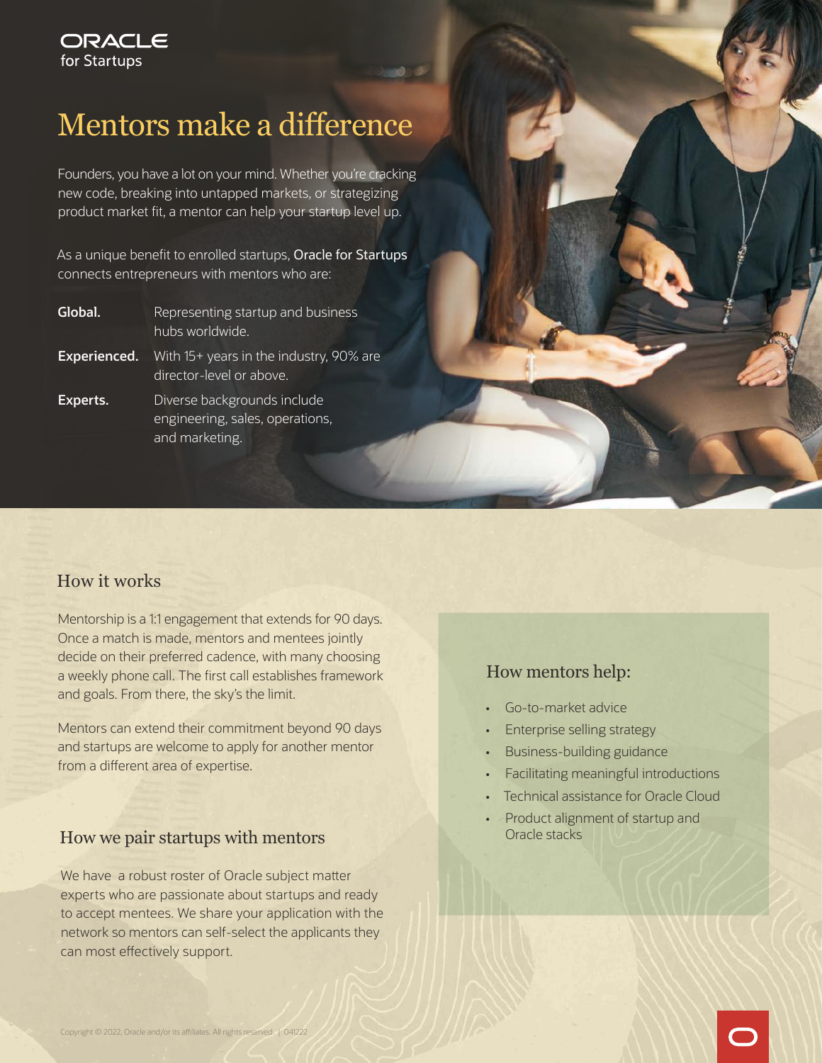ORACLE
for Startups

# Mentors make a difference

Founders, you have a lot on your mind. Whether you're cracking new code, breaking into untapped markets, or strategizing product market fit, a mentor can help your startup level up.

As a unique benefit to enrolled startups, Oracle for Startups connects entrepreneurs with mentors who are:

**Global.** Representing startup and business hubs worldwide.

**Experienced.** With 15+ years in the industry, 90% are director-level or above.

**Experts.** Diverse backgrounds include engineering, sales, operations, and marketing.

## How it works

Mentorship is a 1:1 engagement that extends for 90 days. Once a match is made, mentors and mentees jointly decide on their preferred cadence, with many choosing a weekly phone call. The first call establishes framework and goals. From there, the sky's the limit.

Mentors can extend their commitment beyond 90 days and startups are welcome to apply for another mentor from a different area of expertise.

## How we pair startups with mentors

We have a robust roster of Oracle subject matter experts who are passionate about startups and ready to accept mentees. We share your application with the network so mentors can self-select the applicants they can most effectively support.

## How mentors help:

- Go-to-market advice
- Enterprise selling strategy
- Business-building guidance
- Facilitating meaningful introductions
- Technical assistance for Oracle Cloud
- Product alignment of startup and Oracle stacks

Copyright © 2022, Oracle and/or its affiliates. All rights reserved. | 041222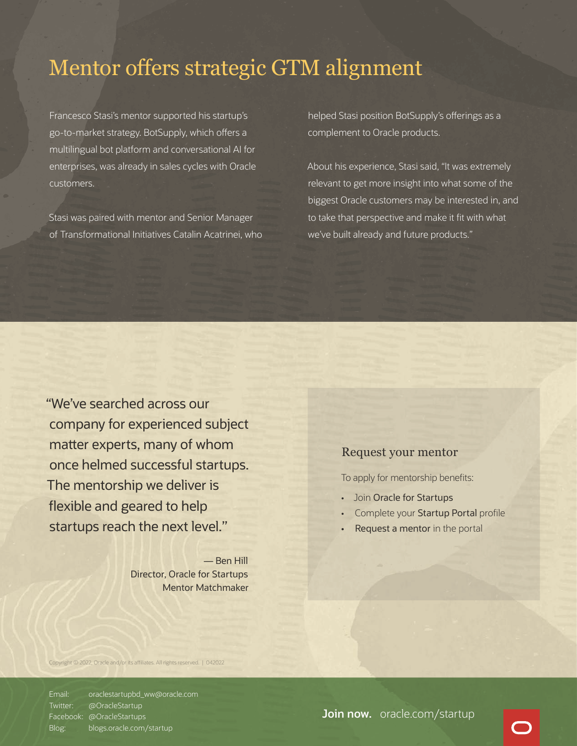# Mentor offers strategic GTM alignment

Francesco Stasi's mentor supported his startup's go-to-market strategy. BotSupply, which offers a multilingual bot platform and conversational AI for enterprises, was already in sales cycles with Oracle customers.

Stasi was paired with mentor and Senior Manager of Transformational Initiatives Catalin Acatrinei, who helped Stasi position BotSupply's offerings as a complement to Oracle products.

About his experience, Stasi said, "It was extremely relevant to get more insight into what some of the biggest Oracle customers may be interested in, and to take that perspective and make it fit with what we've built already and future products."

> "We've searched across our company for experienced subject matter experts, many of whom once helmed successful startups. The mentorship we deliver is flexible and geared to help startups reach the next level."
>
> — Ben Hill
> Director, Oracle for Startups
> Mentor Matchmaker

## Request your mentor

To apply for mentorship benefits:

- Join Oracle for Startups
- Complete your Startup Portal profile
- Request a mentor in the portal

Copyright © 2022, Oracle and/or its affiliates. All rights reserved. | 042022

Email: oraclestartupbd_ww@oracle.com
Twitter: @OracleStartup
Facebook: @OracleStartups
Blog: blogs.oracle.com/startup

**Join now.** oracle.com/startup